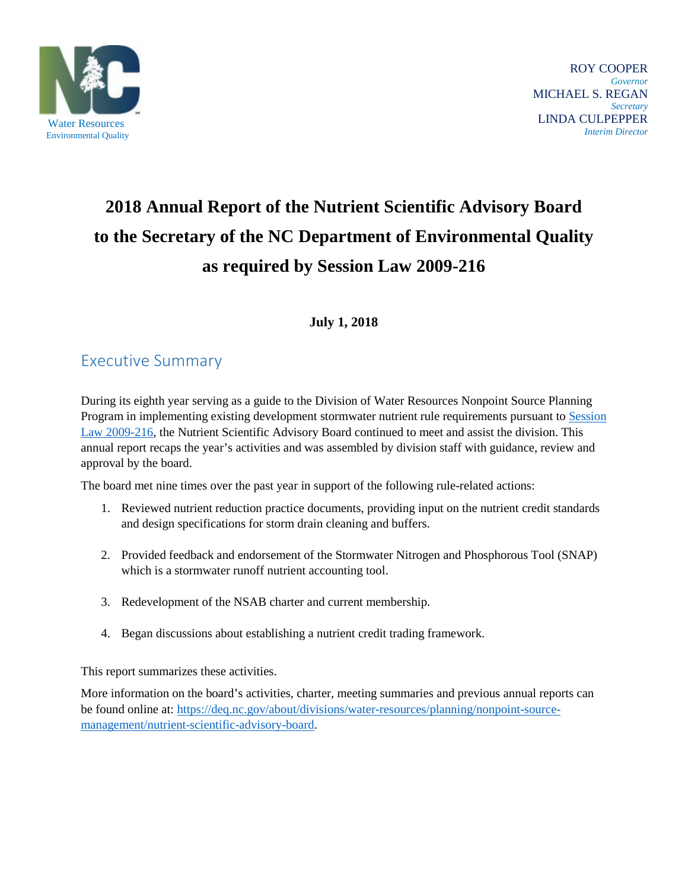Water Resources
Environmental Quality

ROY COOPER
*Governor*
MICHAEL S. REGAN
*Secretary*
LINDA CULPEPPER
*Interim Director*

# 2018 Annual Report of the Nutrient Scientific Advisory Board to the Secretary of the NC Department of Environmental Quality as required by Session Law 2009-216

**July 1, 2018**

## Executive Summary

During its eighth year serving as a guide to the Division of Water Resources Nonpoint Source Planning Program in implementing existing development stormwater nutrient rule requirements pursuant to Session Law 2009-216, the Nutrient Scientific Advisory Board continued to meet and assist the division. This annual report recaps the year's activities and was assembled by division staff with guidance, review and approval by the board.

The board met nine times over the past year in support of the following rule-related actions:

1. Reviewed nutrient reduction practice documents, providing input on the nutrient credit standards and design specifications for storm drain cleaning and buffers.

2. Provided feedback and endorsement of the Stormwater Nitrogen and Phosphorous Tool (SNAP) which is a stormwater runoff nutrient accounting tool.

3. Redevelopment of the NSAB charter and current membership.

4. Began discussions about establishing a nutrient credit trading framework.

This report summarizes these activities.

More information on the board's activities, charter, meeting summaries and previous annual reports can be found online at: https://deq.nc.gov/about/divisions/water-resources/planning/nonpoint-source-management/nutrient-scientific-advisory-board.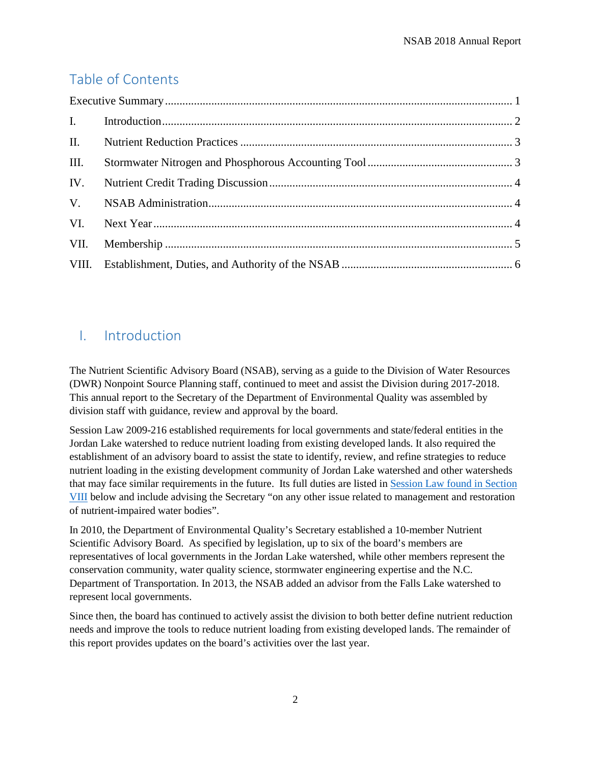## Table of Contents

Executive Summary ........ 1
I. Introduction ........ 2
II. Nutrient Reduction Practices ........ 3
III. Stormwater Nitrogen and Phosphorous Accounting Tool ........ 3
IV. Nutrient Credit Trading Discussion ........ 4
V. NSAB Administration ........ 4
VI. Next Year ........ 4
VII. Membership ........ 5
VIII. Establishment, Duties, and Authority of the NSAB ........ 6

# I. Introduction

The Nutrient Scientific Advisory Board (NSAB), serving as a guide to the Division of Water Resources (DWR) Nonpoint Source Planning staff, continued to meet and assist the Division during 2017-2018. This annual report to the Secretary of the Department of Environmental Quality was assembled by division staff with guidance, review and approval by the board.

Session Law 2009-216 established requirements for local governments and state/federal entities in the Jordan Lake watershed to reduce nutrient loading from existing developed lands. It also required the establishment of an advisory board to assist the state to identify, review, and refine strategies to reduce nutrient loading in the existing development community of Jordan Lake watershed and other watersheds that may face similar requirements in the future. Its full duties are listed in Session Law found in Section VIII below and include advising the Secretary "on any other issue related to management and restoration of nutrient-impaired water bodies".

In 2010, the Department of Environmental Quality's Secretary established a 10-member Nutrient Scientific Advisory Board. As specified by legislation, up to six of the board's members are representatives of local governments in the Jordan Lake watershed, while other members represent the conservation community, water quality science, stormwater engineering expertise and the N.C. Department of Transportation. In 2013, the NSAB added an advisor from the Falls Lake watershed to represent local governments.

Since then, the board has continued to actively assist the division to both better define nutrient reduction needs and improve the tools to reduce nutrient loading from existing developed lands. The remainder of this report provides updates on the board's activities over the last year.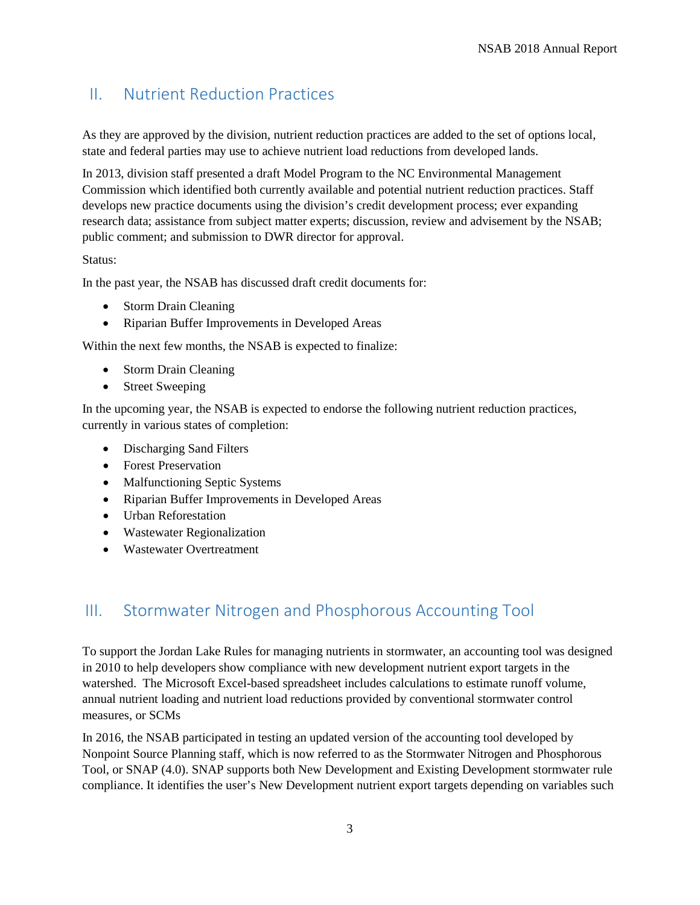## II. Nutrient Reduction Practices

As they are approved by the division, nutrient reduction practices are added to the set of options local, state and federal parties may use to achieve nutrient load reductions from developed lands.

In 2013, division staff presented a draft Model Program to the NC Environmental Management Commission which identified both currently available and potential nutrient reduction practices. Staff develops new practice documents using the division's credit development process; ever expanding research data; assistance from subject matter experts; discussion, review and advisement by the NSAB; public comment; and submission to DWR director for approval.

Status:

In the past year, the NSAB has discussed draft credit documents for:

- Storm Drain Cleaning
- Riparian Buffer Improvements in Developed Areas

Within the next few months, the NSAB is expected to finalize:

- Storm Drain Cleaning
- Street Sweeping

In the upcoming year, the NSAB is expected to endorse the following nutrient reduction practices, currently in various states of completion:

- Discharging Sand Filters
- Forest Preservation
- Malfunctioning Septic Systems
- Riparian Buffer Improvements in Developed Areas
- Urban Reforestation
- Wastewater Regionalization
- Wastewater Overtreatment

## III. Stormwater Nitrogen and Phosphorous Accounting Tool

To support the Jordan Lake Rules for managing nutrients in stormwater, an accounting tool was designed in 2010 to help developers show compliance with new development nutrient export targets in the watershed. The Microsoft Excel-based spreadsheet includes calculations to estimate runoff volume, annual nutrient loading and nutrient load reductions provided by conventional stormwater control measures, or SCMs

In 2016, the NSAB participated in testing an updated version of the accounting tool developed by Nonpoint Source Planning staff, which is now referred to as the Stormwater Nitrogen and Phosphorous Tool, or SNAP (4.0). SNAP supports both New Development and Existing Development stormwater rule compliance. It identifies the user's New Development nutrient export targets depending on variables such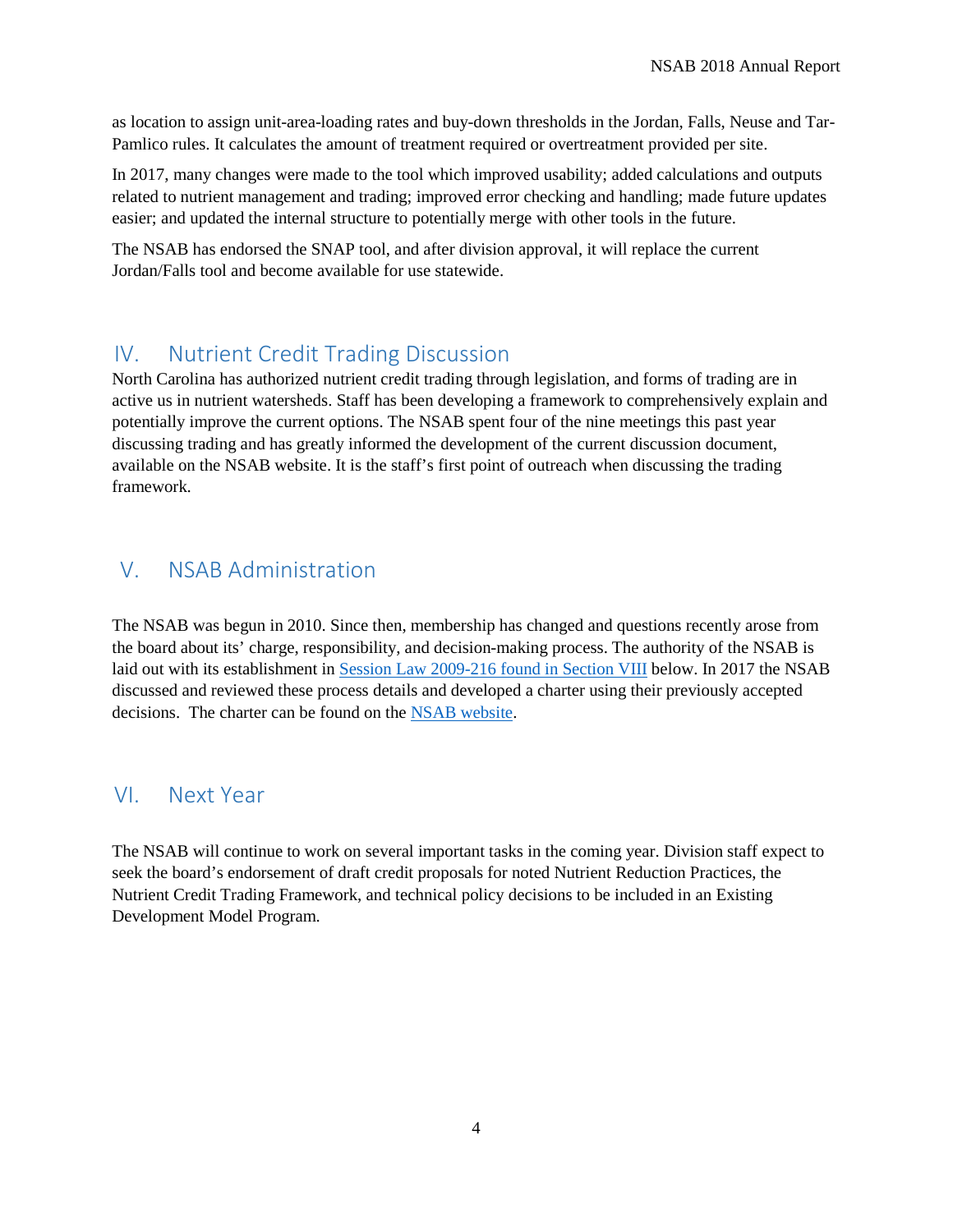as location to assign unit-area-loading rates and buy-down thresholds in the Jordan, Falls, Neuse and Tar-Pamlico rules. It calculates the amount of treatment required or overtreatment provided per site.

In 2017, many changes were made to the tool which improved usability; added calculations and outputs related to nutrient management and trading; improved error checking and handling; made future updates easier; and updated the internal structure to potentially merge with other tools in the future.

The NSAB has endorsed the SNAP tool, and after division approval, it will replace the current Jordan/Falls tool and become available for use statewide.

## IV. Nutrient Credit Trading Discussion

North Carolina has authorized nutrient credit trading through legislation, and forms of trading are in active us in nutrient watersheds. Staff has been developing a framework to comprehensively explain and potentially improve the current options. The NSAB spent four of the nine meetings this past year discussing trading and has greatly informed the development of the current discussion document, available on the NSAB website. It is the staff's first point of outreach when discussing the trading framework.

## V. NSAB Administration

The NSAB was begun in 2010. Since then, membership has changed and questions recently arose from the board about its' charge, responsibility, and decision-making process. The authority of the NSAB is laid out with its establishment in Session Law 2009-216 found in Section VIII below. In 2017 the NSAB discussed and reviewed these process details and developed a charter using their previously accepted decisions. The charter can be found on the NSAB website.

## VI. Next Year

The NSAB will continue to work on several important tasks in the coming year. Division staff expect to seek the board's endorsement of draft credit proposals for noted Nutrient Reduction Practices, the Nutrient Credit Trading Framework, and technical policy decisions to be included in an Existing Development Model Program.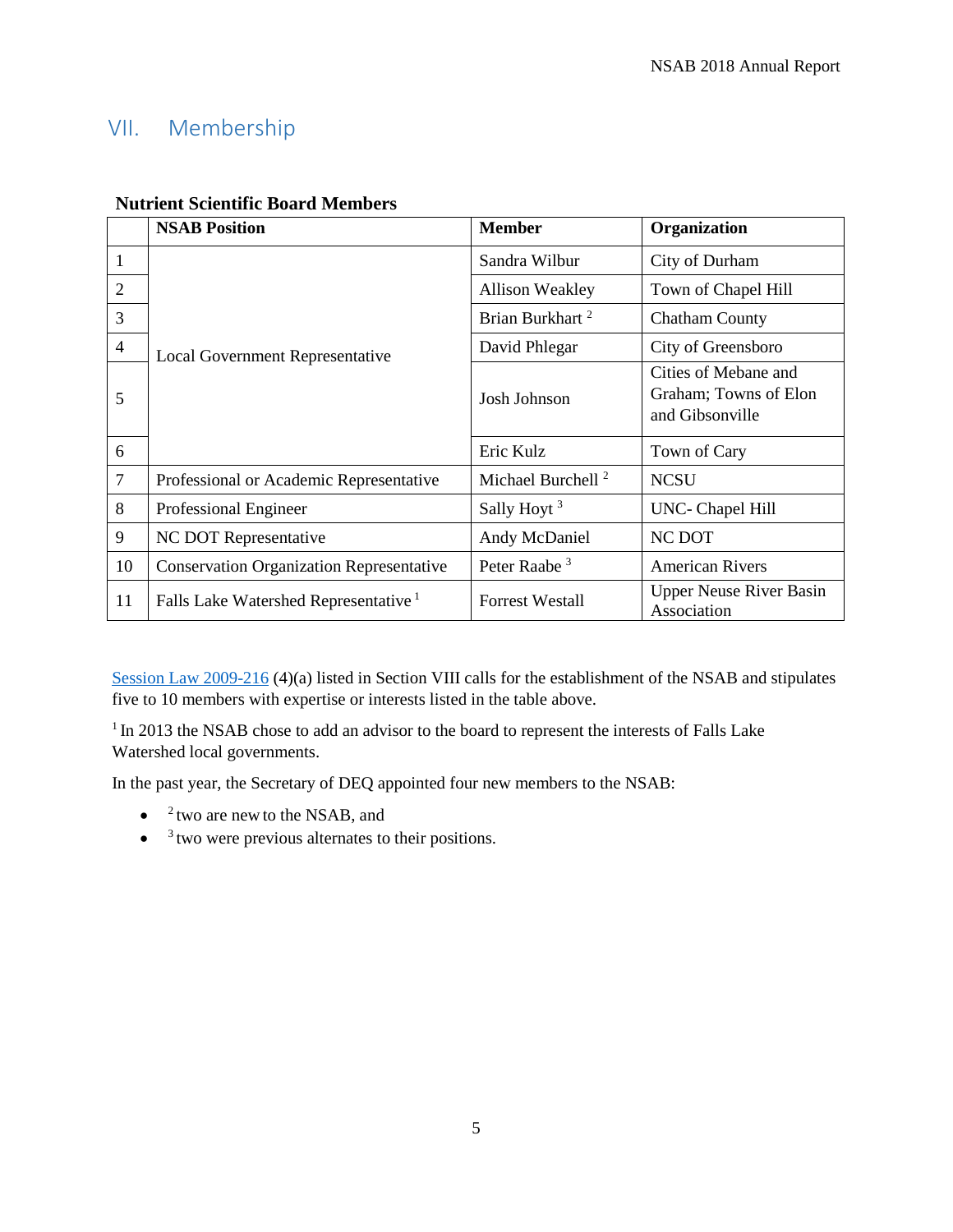## VII. Membership

**Nutrient Scientific Board Members**

| | NSAB Position | Member | Organization |
|---|---|---|---|
| 1 | Local Government Representative | Sandra Wilbur | City of Durham |
| 2 | | Allison Weakley | Town of Chapel Hill |
| 3 | | Brian Burkhart [2] | Chatham County |
| 4 | | David Phlegar | City of Greensboro |
| 5 | | Josh Johnson | Cities of Mebane and Graham; Towns of Elon and Gibsonville |
| 6 | | Eric Kulz | Town of Cary |
| 7 | Professional or Academic Representative | Michael Burchell [2] | NCSU |
| 8 | Professional Engineer | Sally Hoyt [3] | UNC- Chapel Hill |
| 9 | NC DOT Representative | Andy McDaniel | NC DOT |
| 10 | Conservation Organization Representative | Peter Raabe [3] | American Rivers |
| 11 | Falls Lake Watershed Representative [1] | Forrest Westall | Upper Neuse River Basin Association |

Session Law 2009-216 (4)(a) listed in Section VIII calls for the establishment of the NSAB and stipulates five to 10 members with expertise or interests listed in the table above.

[1] In 2013 the NSAB chose to add an advisor to the board to represent the interests of Falls Lake Watershed local governments.

In the past year, the Secretary of DEQ appointed four new members to the NSAB:

- [2] two are new to the NSAB, and
- [3] two were previous alternates to their positions.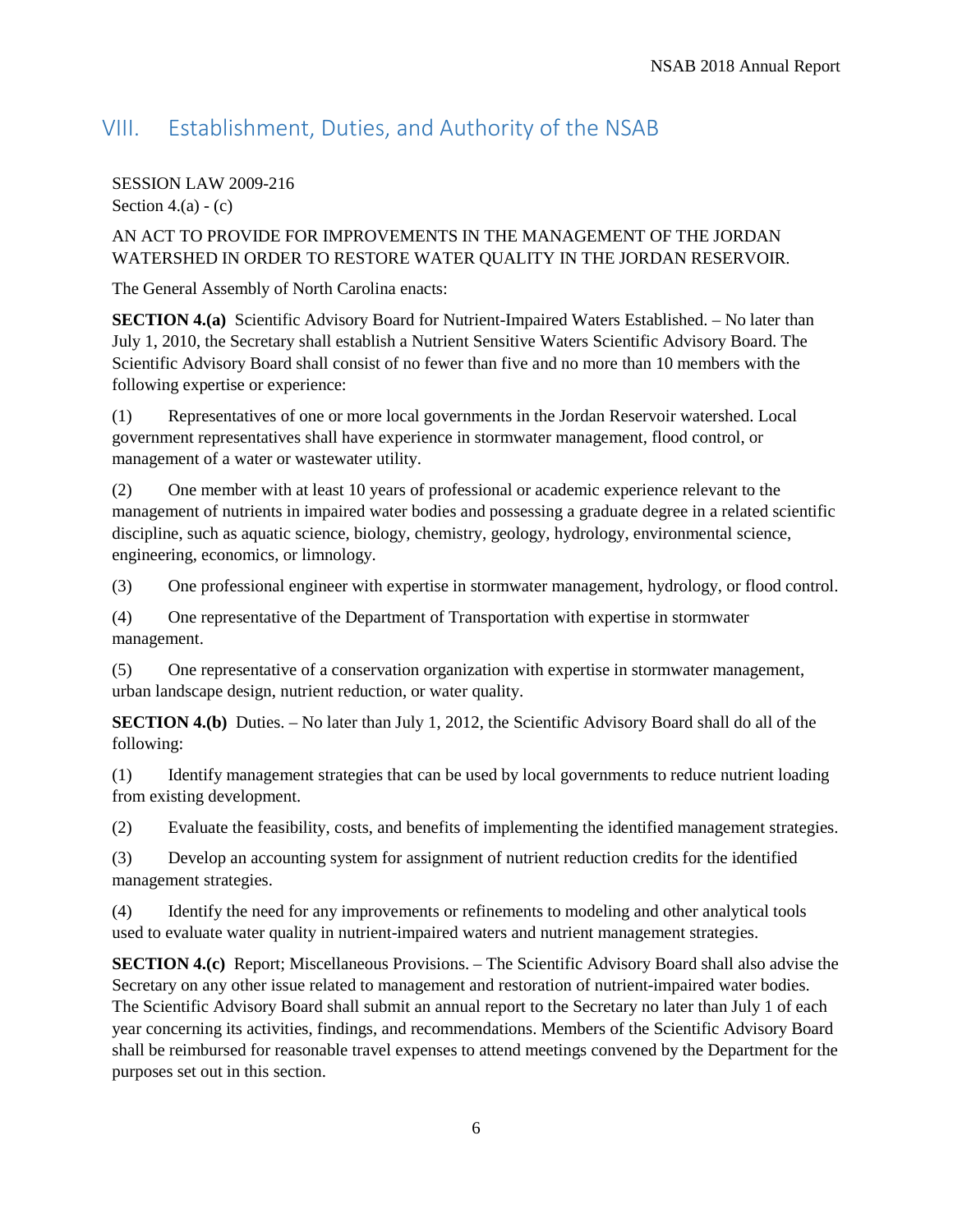## VIII. Establishment, Duties, and Authority of the NSAB

SESSION LAW 2009-216
Section 4.(a) - (c)

AN ACT TO PROVIDE FOR IMPROVEMENTS IN THE MANAGEMENT OF THE JORDAN WATERSHED IN ORDER TO RESTORE WATER QUALITY IN THE JORDAN RESERVOIR.

The General Assembly of North Carolina enacts:

**SECTION 4.(a)** Scientific Advisory Board for Nutrient-Impaired Waters Established. – No later than July 1, 2010, the Secretary shall establish a Nutrient Sensitive Waters Scientific Advisory Board. The Scientific Advisory Board shall consist of no fewer than five and no more than 10 members with the following expertise or experience:

(1) Representatives of one or more local governments in the Jordan Reservoir watershed. Local government representatives shall have experience in stormwater management, flood control, or management of a water or wastewater utility.

(2) One member with at least 10 years of professional or academic experience relevant to the management of nutrients in impaired water bodies and possessing a graduate degree in a related scientific discipline, such as aquatic science, biology, chemistry, geology, hydrology, environmental science, engineering, economics, or limnology.

(3) One professional engineer with expertise in stormwater management, hydrology, or flood control.

(4) One representative of the Department of Transportation with expertise in stormwater management.

(5) One representative of a conservation organization with expertise in stormwater management, urban landscape design, nutrient reduction, or water quality.

**SECTION 4.(b)** Duties. – No later than July 1, 2012, the Scientific Advisory Board shall do all of the following:

(1) Identify management strategies that can be used by local governments to reduce nutrient loading from existing development.

(2) Evaluate the feasibility, costs, and benefits of implementing the identified management strategies.

(3) Develop an accounting system for assignment of nutrient reduction credits for the identified management strategies.

(4) Identify the need for any improvements or refinements to modeling and other analytical tools used to evaluate water quality in nutrient-impaired waters and nutrient management strategies.

**SECTION 4.(c)** Report; Miscellaneous Provisions. – The Scientific Advisory Board shall also advise the Secretary on any other issue related to management and restoration of nutrient-impaired water bodies. The Scientific Advisory Board shall submit an annual report to the Secretary no later than July 1 of each year concerning its activities, findings, and recommendations. Members of the Scientific Advisory Board shall be reimbursed for reasonable travel expenses to attend meetings convened by the Department for the purposes set out in this section.